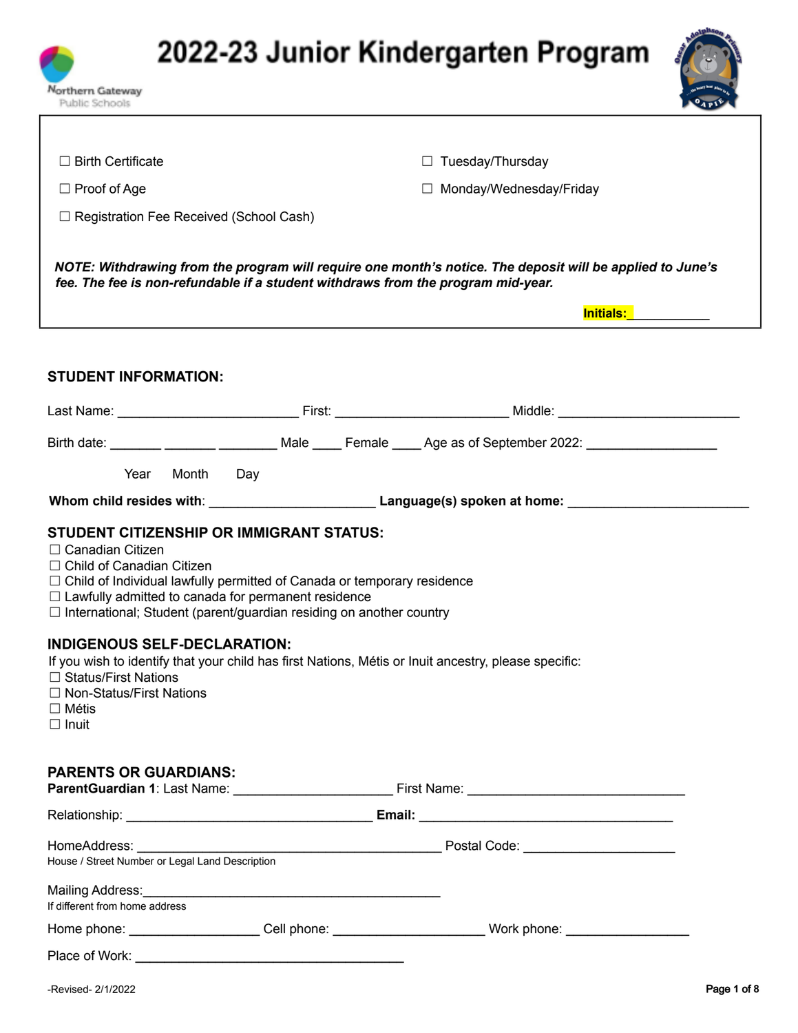# 2022-23 Junior Kindergarten Program

☐ Birth Certificate

☐ Proof of Age

☐ Registration Fee Received (School Cash)

☐ Tuesday/Thursday

☐ Monday/Wednesday/Friday

***NOTE: Withdrawing from the program will require one month's notice. The deposit will be applied to June's fee. The fee is non-refundable if a student withdraws from the program mid-year.***

**Initials:** ___________

## STUDENT INFORMATION:

Last Name: ________________________ First: _______________________ Middle: ________________________

Birth date: _______ _______ ________ Male ____ Female ____ Age as of September 2022: _________________

Year Month Day

**Whom child resides with**: ______________________ **Language(s) spoken at home:** ________________________

## STUDENT CITIZENSHIP OR IMMIGRANT STATUS:

☐ Canadian Citizen
☐ Child of Canadian Citizen
☐ Child of Individual lawfully permitted of Canada or temporary residence
☐ Lawfully admitted to canada for permanent residence
☐ International; Student (parent/guardian residing on another country

## INDIGENOUS SELF-DECLARATION:

If you wish to identify that your child has first Nations, Métis or Inuit ancestry, please specific:
☐ Status/First Nations
☐ Non-Status/First Nations
☐ Métis
☐ Inuit

## PARENTS OR GUARDIANS:

**ParentGuardian 1**: Last Name: ______________________ First Name: _____________________________

Relationship: _________________________________ **Email:** ___________________________________

HomeAddress: __________________________________________ Postal Code: ____________________

House / Street Number or Legal Land Description

Mailing Address:________________________________________

If different from home address

Home phone: _________________ Cell phone: ____________________ Work phone: ________________

Place of Work: ____________________________________

-Revised- 2/1/2022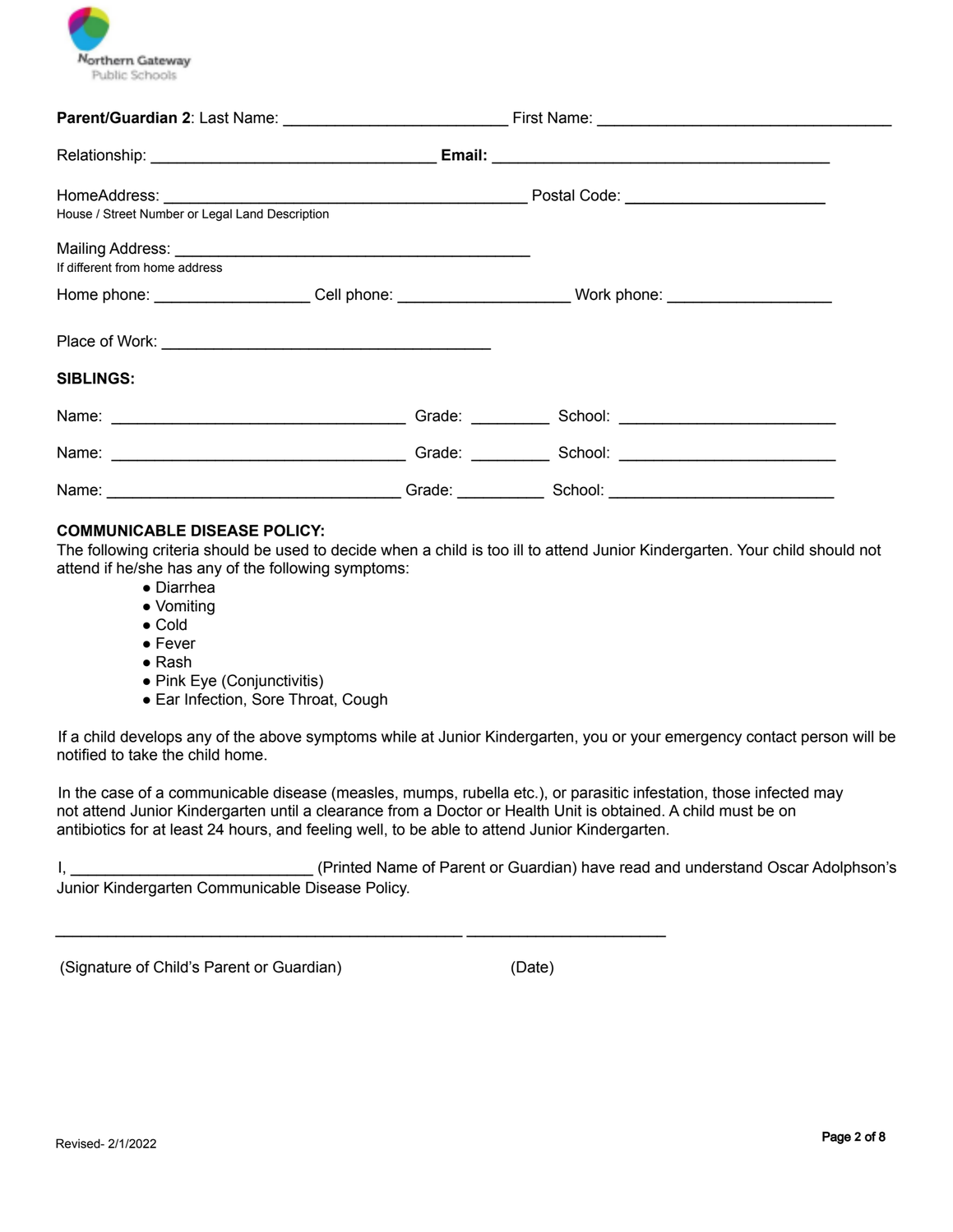**Parent/Guardian 2**: Last Name: ___________________________ First Name: ___________________________________

Relationship: __________________________________ **Email:** ________________________________________

HomeAddress: ___________________________________________ Postal Code: _______________________
House / Street Number or Legal Land Description

Mailing Address: __________________________________________
If different from home address

Home phone: __________________ Cell phone: ____________________ Work phone: ___________________

Place of Work: _______________________________________

**SIBLINGS:**

Name: __________________________________ Grade: _________ School: _________________________

Name: __________________________________ Grade: _________ School: _________________________

Name: __________________________________ Grade: __________ School: __________________________

**COMMUNICABLE DISEASE POLICY:**
The following criteria should be used to decide when a child is too ill to attend Junior Kindergarten. Your child should not attend if he/she has any of the following symptoms:

- Diarrhea
- Vomiting
- Cold
- Fever
- Rash
- Pink Eye (Conjunctivitis)
- Ear Infection, Sore Throat, Cough

If a child develops any of the above symptoms while at Junior Kindergarten, you or your emergency contact person will be notified to take the child home.

In the case of a communicable disease (measles, mumps, rubella etc.), or parasitic infestation, those infected may not attend Junior Kindergarten until a clearance from a Doctor or Health Unit is obtained. A child must be on antibiotics for at least 24 hours, and feeling well, to be able to attend Junior Kindergarten.

I, ___________________________ (Printed Name of Parent or Guardian) have read and understand Oscar Adolphson's Junior Kindergarten Communicable Disease Policy.

_______________________________________________ _______________________

(Signature of Child's Parent or Guardian) (Date)

Revised- 2/1/2022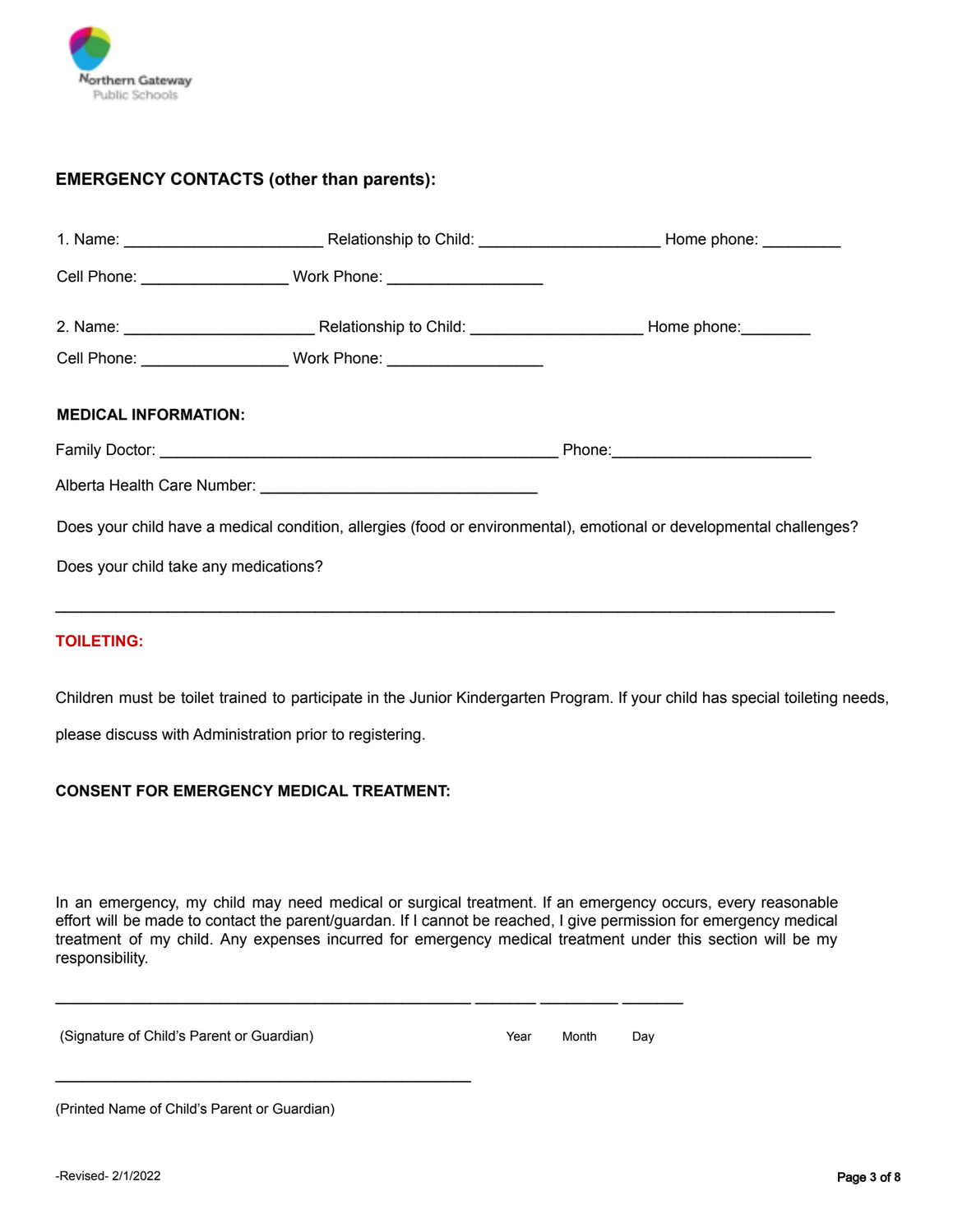Northern Gateway Public Schools

**EMERGENCY CONTACTS (other than parents):**

1. Name: ______________________ Relationship to Child: ____________________ Home phone: _________

Cell Phone: ________________ Work Phone: _________________

2. Name: _____________________ Relationship to Child: ___________________ Home phone:________

Cell Phone: ________________ Work Phone: _________________

**MEDICAL INFORMATION:**

Family Doctor: ____________________________________________ Phone:______________________

Alberta Health Care Number: ______________________________

Does your child have a medical condition, allergies (food or environmental), emotional or developmental challenges?

Does your child take any medications?

______________________________________________________________________________________

**TOILETING:**

Children must be toilet trained to participate in the Junior Kindergarten Program. If your child has special toileting needs, please discuss with Administration prior to registering.

**CONSENT FOR EMERGENCY MEDICAL TREATMENT:**

In an emergency, my child may need medical or surgical treatment. If an emergency occurs, every reasonable effort will be made to contact the parent/guardan. If I cannot be reached, I give permission for emergency medical treatment of my child. Any expenses incurred for emergency medical treatment under this section will be my responsibility.

______________________________________________ _______ _________ _______

(Signature of Child's Parent or Guardian) Year Month Day

______________________________________________

(Printed Name of Child's Parent or Guardian)

-Revised- 2/1/2022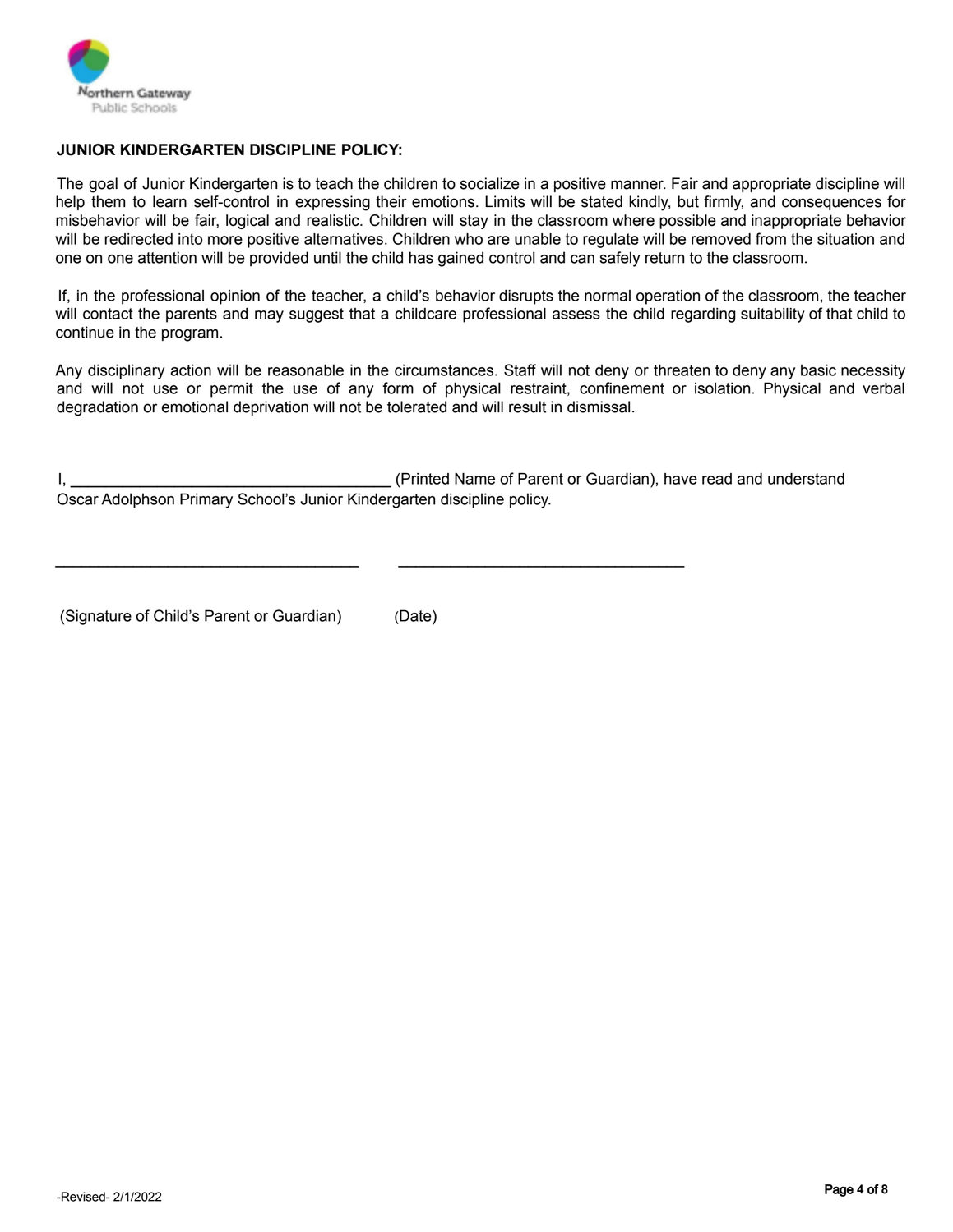**JUNIOR KINDERGARTEN DISCIPLINE POLICY:**

The goal of Junior Kindergarten is to teach the children to socialize in a positive manner. Fair and appropriate discipline will help them to learn self-control in expressing their emotions. Limits will be stated kindly, but firmly, and consequences for misbehavior will be fair, logical and realistic. Children will stay in the classroom where possible and inappropriate behavior will be redirected into more positive alternatives. Children who are unable to regulate will be removed from the situation and one on one attention will be provided until the child has gained control and can safely return to the classroom.

If, in the professional opinion of the teacher, a child's behavior disrupts the normal operation of the classroom, the teacher will contact the parents and may suggest that a childcare professional assess the child regarding suitability of that child to continue in the program.

Any disciplinary action will be reasonable in the circumstances. Staff will not deny or threaten to deny any basic necessity and will not use or permit the use of any form of physical restraint, confinement or isolation. Physical and verbal degradation or emotional deprivation will not be tolerated and will result in dismissal.

I, ____________________________________ (Printed Name of Parent or Guardian), have read and understand Oscar Adolphson Primary School's Junior Kindergarten discipline policy.

__________________________________ __________________________________

(Signature of Child's Parent or Guardian) (Date)

-Revised- 2/1/2022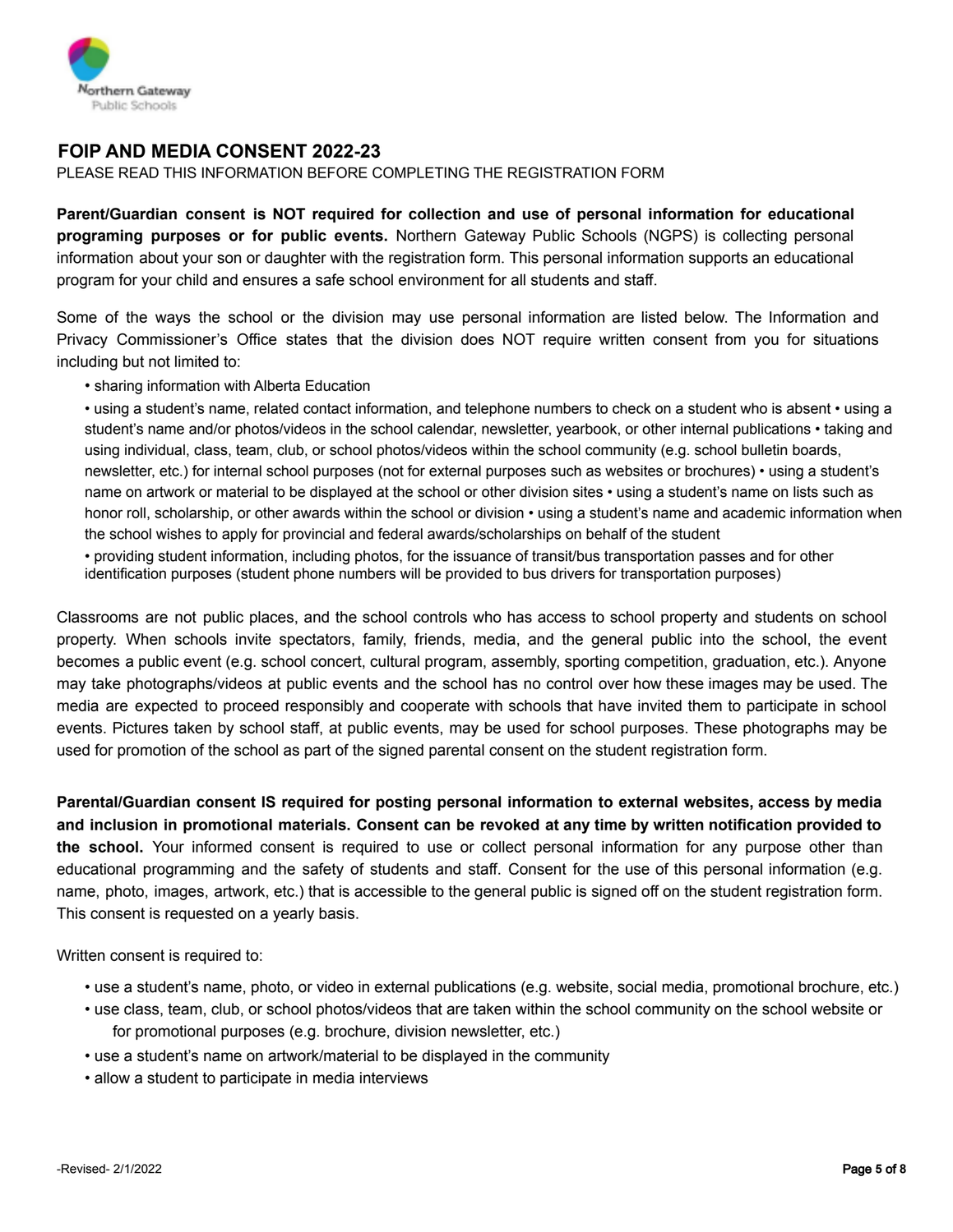Northern Gateway Public Schools

# FOIP AND MEDIA CONSENT 2022-23

PLEASE READ THIS INFORMATION BEFORE COMPLETING THE REGISTRATION FORM

**Parent/Guardian consent is NOT required for collection and use of personal information for educational programing purposes or for public events.** Northern Gateway Public Schools (NGPS) is collecting personal information about your son or daughter with the registration form. This personal information supports an educational program for your child and ensures a safe school environment for all students and staff.

Some of the ways the school or the division may use personal information are listed below. The Information and Privacy Commissioner's Office states that the division does NOT require written consent from you for situations including but not limited to:

- sharing information with Alberta Education
- using a student's name, related contact information, and telephone numbers to check on a student who is absent
- using a student's name and/or photos/videos in the school calendar, newsletter, yearbook, or other internal publications
- taking and using individual, class, team, club, or school photos/videos within the school community (e.g. school bulletin boards, newsletter, etc.) for internal school purposes (not for external purposes such as websites or brochures)
- using a student's name on artwork or material to be displayed at the school or other division sites
- using a student's name on lists such as honor roll, scholarship, or other awards within the school or division
- using a student's name and academic information when the school wishes to apply for provincial and federal awards/scholarships on behalf of the student
- providing student information, including photos, for the issuance of transit/bus transportation passes and for other identification purposes (student phone numbers will be provided to bus drivers for transportation purposes)

Classrooms are not public places, and the school controls who has access to school property and students on school property. When schools invite spectators, family, friends, media, and the general public into the school, the event becomes a public event (e.g. school concert, cultural program, assembly, sporting competition, graduation, etc.). Anyone may take photographs/videos at public events and the school has no control over how these images may be used. The media are expected to proceed responsibly and cooperate with schools that have invited them to participate in school events. Pictures taken by school staff, at public events, may be used for school purposes. These photographs may be used for promotion of the school as part of the signed parental consent on the student registration form.

**Parental/Guardian consent IS required for posting personal information to external websites, access by media and inclusion in promotional materials. Consent can be revoked at any time by written notification provided to the school.** Your informed consent is required to use or collect personal information for any purpose other than educational programming and the safety of students and staff. Consent for the use of this personal information (e.g. name, photo, images, artwork, etc.) that is accessible to the general public is signed off on the student registration form. This consent is requested on a yearly basis.

Written consent is required to:

- use a student's name, photo, or video in external publications (e.g. website, social media, promotional brochure, etc.)
- use class, team, club, or school photos/videos that are taken within the school community on the school website or for promotional purposes (e.g. brochure, division newsletter, etc.)
- use a student's name on artwork/material to be displayed in the community
- allow a student to participate in media interviews

-Revised- 2/1/2022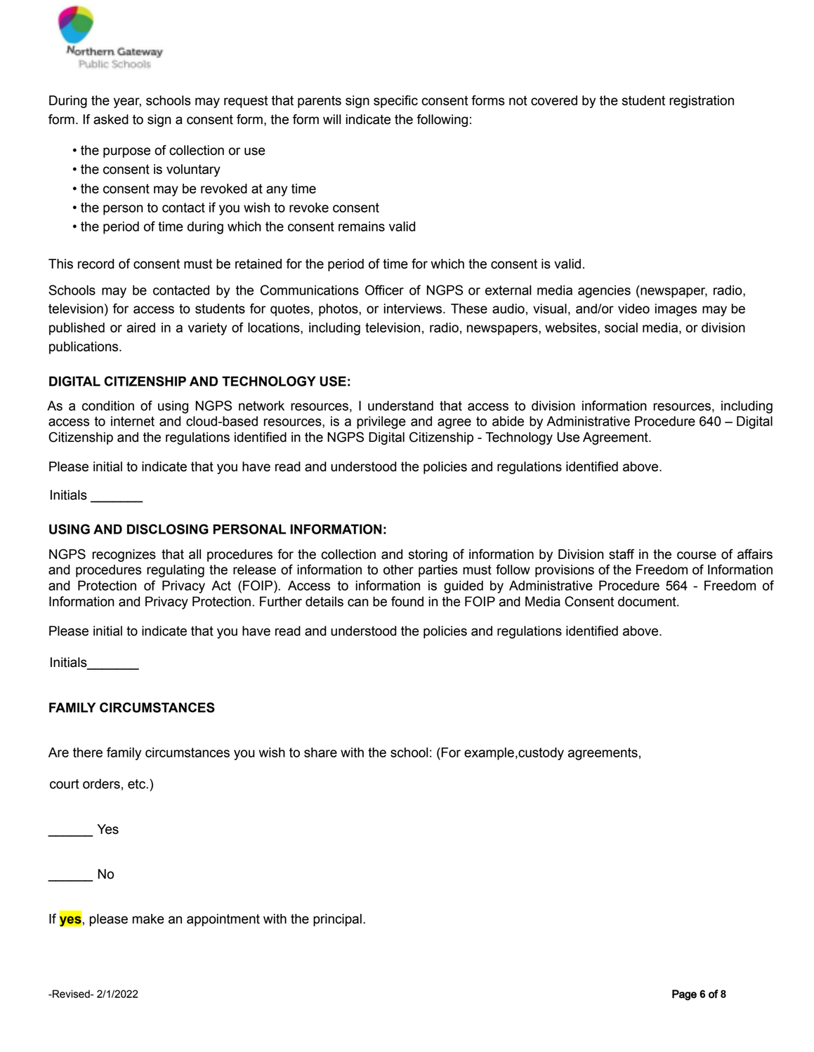During the year, schools may request that parents sign specific consent forms not covered by the student registration form. If asked to sign a consent form, the form will indicate the following:

- the purpose of collection or use
- the consent is voluntary
- the consent may be revoked at any time
- the person to contact if you wish to revoke consent
- the period of time during which the consent remains valid

This record of consent must be retained for the period of time for which the consent is valid.

Schools may be contacted by the Communications Officer of NGPS or external media agencies (newspaper, radio, television) for access to students for quotes, photos, or interviews. These audio, visual, and/or video images may be published or aired in a variety of locations, including television, radio, newspapers, websites, social media, or division publications.

**DIGITAL CITIZENSHIP AND TECHNOLOGY USE:**

As a condition of using NGPS network resources, I understand that access to division information resources, including access to internet and cloud-based resources, is a privilege and agree to abide by Administrative Procedure 640 – Digital Citizenship and the regulations identified in the NGPS Digital Citizenship - Technology Use Agreement.

Please initial to indicate that you have read and understood the policies and regulations identified above.

Initials _______

**USING AND DISCLOSING PERSONAL INFORMATION:**

NGPS recognizes that all procedures for the collection and storing of information by Division staff in the course of affairs and procedures regulating the release of information to other parties must follow provisions of the Freedom of Information and Protection of Privacy Act (FOIP). Access to information is guided by Administrative Procedure 564 - Freedom of Information and Privacy Protection. Further details can be found in the FOIP and Media Consent document.

Please initial to indicate that you have read and understood the policies and regulations identified above.

Initials_______

**FAMILY CIRCUMSTANCES**

Are there family circumstances you wish to share with the school: (For example,custody agreements,

court orders, etc.)

______ Yes

______ No

If **yes**, please make an appointment with the principal.

-Revised- 2/1/2022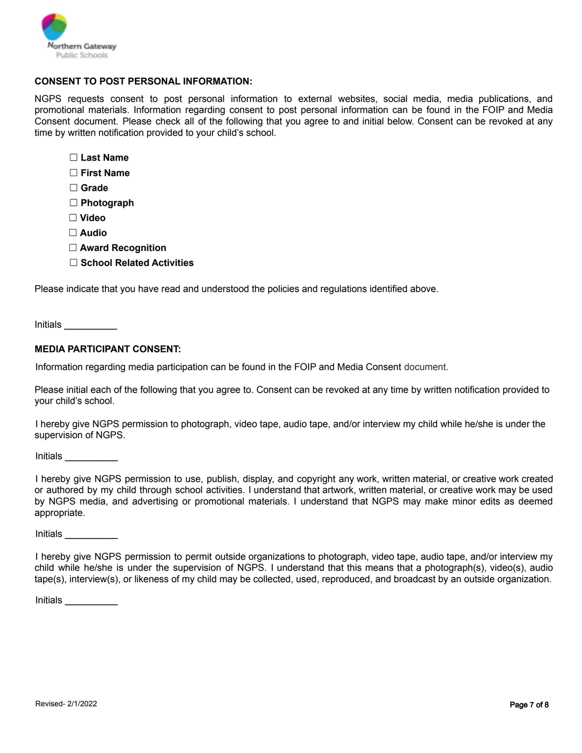**CONSENT TO POST PERSONAL INFORMATION:**

NGPS requests consent to post personal information to external websites, social media, media publications, and promotional materials. Information regarding consent to post personal information can be found in the FOIP and Media Consent document. Please check all of the following that you agree to and initial below. Consent can be revoked at any time by written notification provided to your child's school.

- ☐ **Last Name**
- ☐ **First Name**
- ☐ **Grade**
- ☐ **Photograph**
- ☐ **Video**
- ☐ **Audio**
- ☐ **Award Recognition**
- ☐ **School Related Activities**

Please indicate that you have read and understood the policies and regulations identified above.

Initials __________

**MEDIA PARTICIPANT CONSENT:**

Information regarding media participation can be found in the FOIP and Media Consent document.

Please initial each of the following that you agree to. Consent can be revoked at any time by written notification provided to your child's school.

I hereby give NGPS permission to photograph, video tape, audio tape, and/or interview my child while he/she is under the supervision of NGPS.

Initials __________

I hereby give NGPS permission to use, publish, display, and copyright any work, written material, or creative work created or authored by my child through school activities. I understand that artwork, written material, or creative work may be used by NGPS media, and advertising or promotional materials. I understand that NGPS may make minor edits as deemed appropriate.

Initials __________

I hereby give NGPS permission to permit outside organizations to photograph, video tape, audio tape, and/or interview my child while he/she is under the supervision of NGPS. I understand that this means that a photograph(s), video(s), audio tape(s), interview(s), or likeness of my child may be collected, used, reproduced, and broadcast by an outside organization.

Initials __________

Revised- 2/1/2022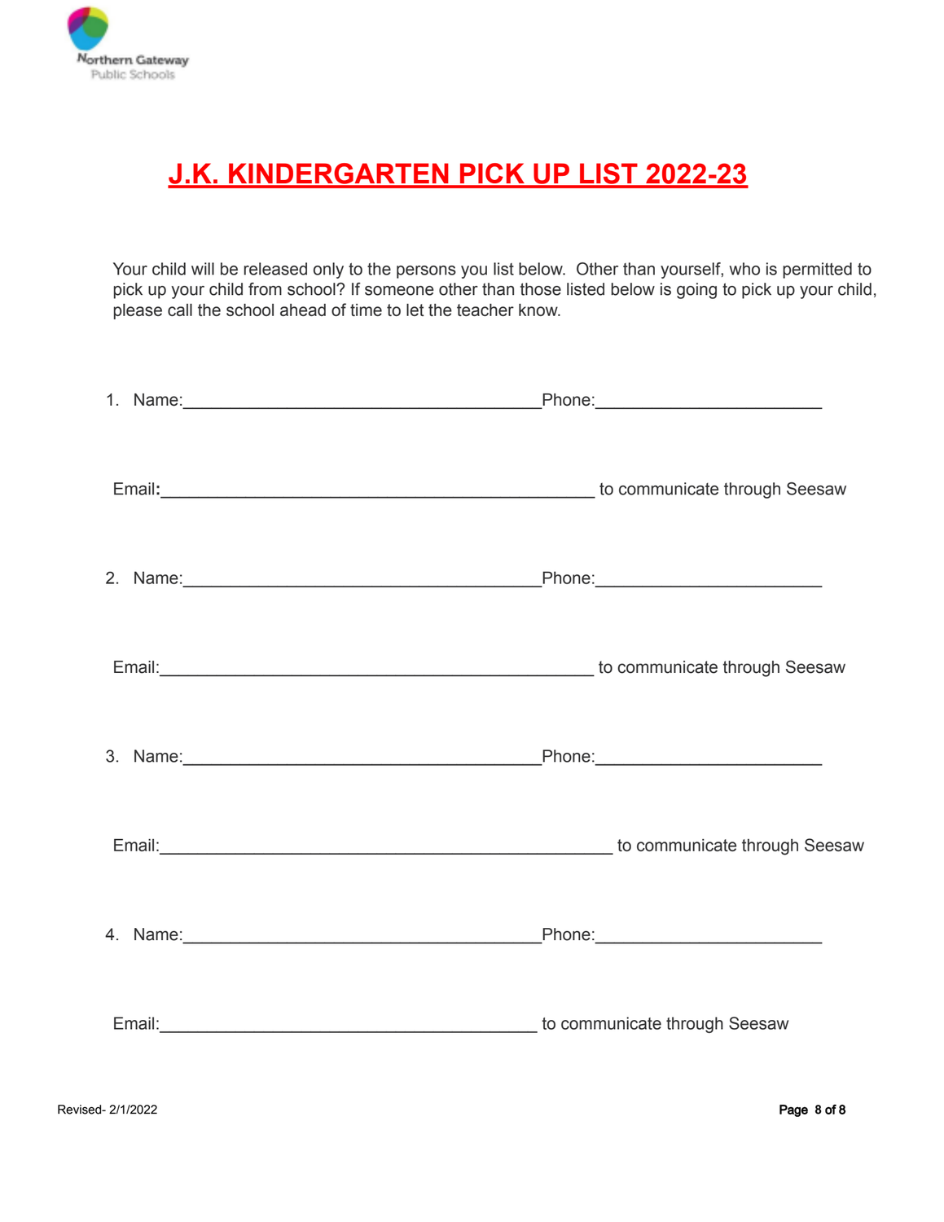Northern Gateway
Public Schools

# J.K. KINDERGARTEN PICK UP LIST 2022-23

Your child will be released only to the persons you list below. Other than yourself, who is permitted to pick up your child from school? If someone other than those listed below is going to pick up your child, please call the school ahead of time to let the teacher know.

1. Name:________________________________________Phone:_________________________

   Email:________________________________________________ to communicate through Seesaw

2. Name:________________________________________Phone:_________________________

   Email:________________________________________________ to communicate through Seesaw

3. Name:________________________________________Phone:_________________________

   Email:__________________________________________________ to communicate through Seesaw

4. Name:________________________________________Phone:_________________________

   Email:__________________________________________ to communicate through Seesaw

Revised- 2/1/2022